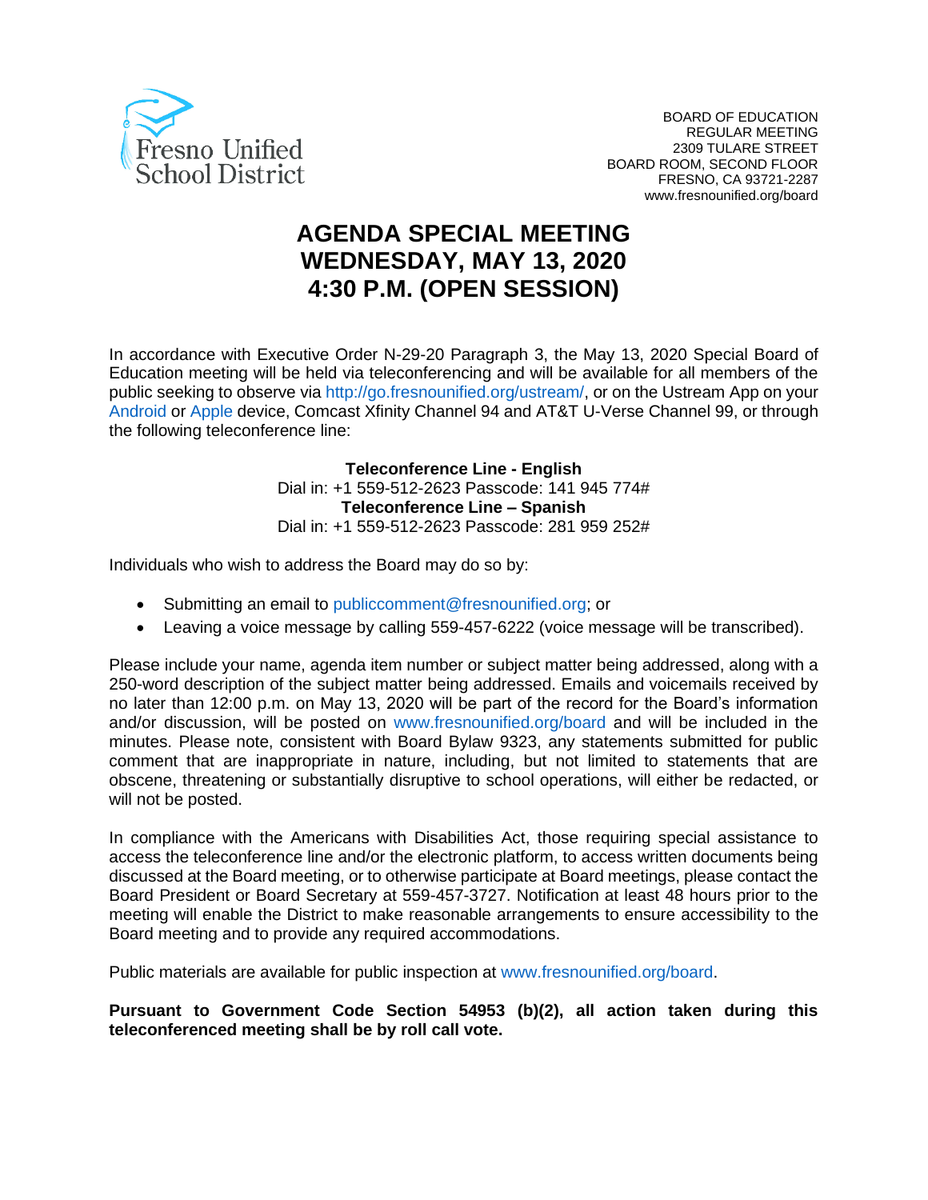Fresno Unified School District

BOARD OF EDUCATION
REGULAR MEETING
2309 TULARE STREET
BOARD ROOM, SECOND FLOOR
FRESNO, CA 93721-2287
www.fresnounified.org/board

# AGENDA SPECIAL MEETING
# WEDNESDAY, MAY 13, 2020
# 4:30 P.M. (OPEN SESSION)

In accordance with Executive Order N-29-20 Paragraph 3, the May 13, 2020 Special Board of Education meeting will be held via teleconferencing and will be available for all members of the public seeking to observe via http://go.fresnounified.org/ustream/, or on the Ustream App on your Android or Apple device, Comcast Xfinity Channel 94 and AT&T U-Verse Channel 99, or through the following teleconference line:

**Teleconference Line - English**
Dial in: +1 559-512-2623 Passcode: 141 945 774#
**Teleconference Line – Spanish**
Dial in: +1 559-512-2623 Passcode: 281 959 252#

Individuals who wish to address the Board may do so by:

- Submitting an email to publiccomment@fresnounified.org; or
- Leaving a voice message by calling 559-457-6222 (voice message will be transcribed).

Please include your name, agenda item number or subject matter being addressed, along with a 250-word description of the subject matter being addressed. Emails and voicemails received by no later than 12:00 p.m. on May 13, 2020 will be part of the record for the Board's information and/or discussion, will be posted on www.fresnounified.org/board and will be included in the minutes. Please note, consistent with Board Bylaw 9323, any statements submitted for public comment that are inappropriate in nature, including, but not limited to statements that are obscene, threatening or substantially disruptive to school operations, will either be redacted, or will not be posted.

In compliance with the Americans with Disabilities Act, those requiring special assistance to access the teleconference line and/or the electronic platform, to access written documents being discussed at the Board meeting, or to otherwise participate at Board meetings, please contact the Board President or Board Secretary at 559-457-3727. Notification at least 48 hours prior to the meeting will enable the District to make reasonable arrangements to ensure accessibility to the Board meeting and to provide any required accommodations.

Public materials are available for public inspection at www.fresnounified.org/board.

**Pursuant to Government Code Section 54953 (b)(2), all action taken during this teleconferenced meeting shall be by roll call vote.**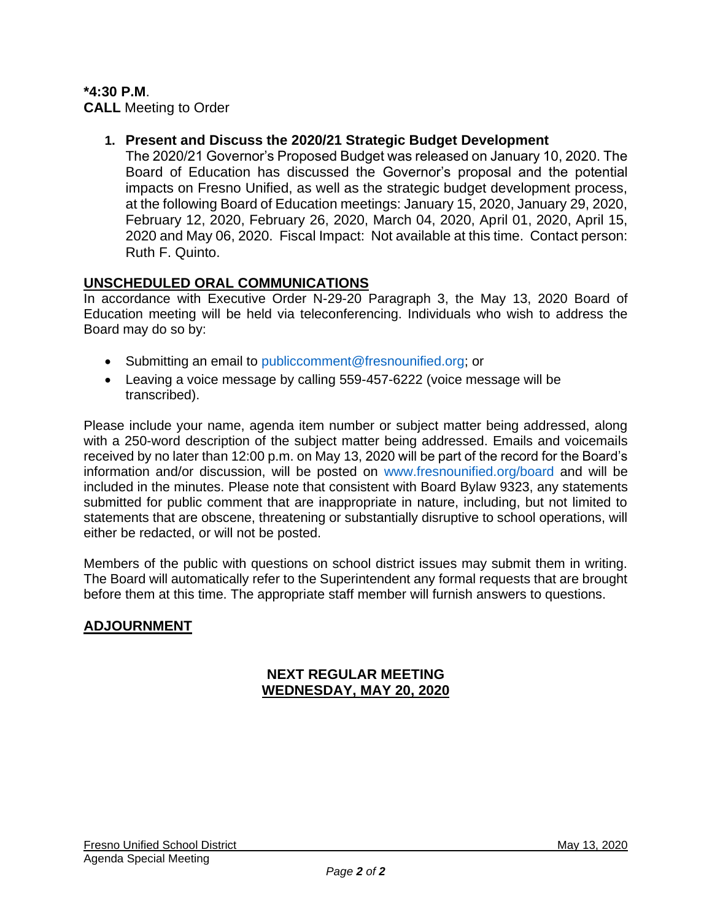**\*4:30 P.M**.
**CALL** Meeting to Order

1. **Present and Discuss the 2020/21 Strategic Budget Development**
   The 2020/21 Governor's Proposed Budget was released on January 10, 2020. The Board of Education has discussed the Governor's proposal and the potential impacts on Fresno Unified, as well as the strategic budget development process, at the following Board of Education meetings: January 15, 2020, January 29, 2020, February 12, 2020, February 26, 2020, March 04, 2020, April 01, 2020, April 15, 2020 and May 06, 2020. Fiscal Impact: Not available at this time. Contact person: Ruth F. Quinto.

## UNSCHEDULED ORAL COMMUNICATIONS

In accordance with Executive Order N-29-20 Paragraph 3, the May 13, 2020 Board of Education meeting will be held via teleconferencing. Individuals who wish to address the Board may do so by:

- Submitting an email to publiccomment@fresnounified.org; or
- Leaving a voice message by calling 559-457-6222 (voice message will be transcribed).

Please include your name, agenda item number or subject matter being addressed, along with a 250-word description of the subject matter being addressed. Emails and voicemails received by no later than 12:00 p.m. on May 13, 2020 will be part of the record for the Board's information and/or discussion, will be posted on www.fresnounified.org/board and will be included in the minutes. Please note that consistent with Board Bylaw 9323, any statements submitted for public comment that are inappropriate in nature, including, but not limited to statements that are obscene, threatening or substantially disruptive to school operations, will either be redacted, or will not be posted.

Members of the public with questions on school district issues may submit them in writing. The Board will automatically refer to the Superintendent any formal requests that are brought before them at this time. The appropriate staff member will furnish answers to questions.

## ADJOURNMENT

**NEXT REGULAR MEETING**
**WEDNESDAY, MAY 20, 2020**